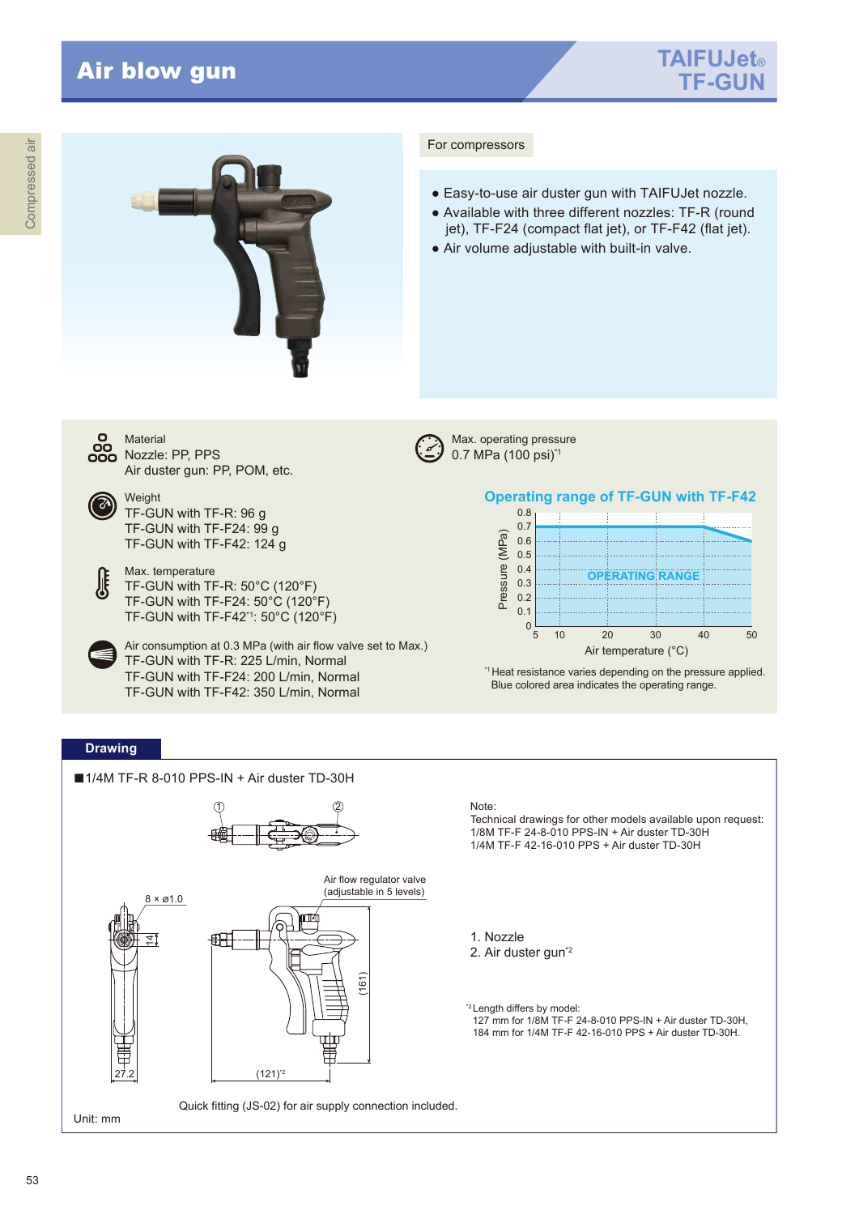# Air blow gun

**TAIFUJet® TF-GUN**

Compressed air

For compressors

- Easy-to-use air duster gun with TAIFUJet nozzle.
- Available with three different nozzles: TF-R (round jet), TF-F24 (compact flat jet), or TF-F42 (flat jet).
- Air volume adjustable with built-in valve.

Material
Nozzle: PP, PPS
Air duster gun: PP, POM, etc.

Max. operating pressure
0.7 MPa (100 psi)[*1]

Weight
TF-GUN with TF-R: 96 g
TF-GUN with TF-F24: 99 g
TF-GUN with TF-F42: 124 g

Max. temperature
TF-GUN with TF-R: 50°C (120°F)
TF-GUN with TF-F24: 50°C (120°F)
TF-GUN with TF-F42[*1]: 50°C (120°F)

Air consumption at 0.3 MPa (with air flow valve set to Max.)
TF-GUN with TF-R: 225 L/min, Normal
TF-GUN with TF-F24: 200 L/min, Normal
TF-GUN with TF-F42: 350 L/min, Normal

## Operating range of TF-GUN with TF-F42

Pressure (MPa) vs. Air temperature (°C)

OPERATING RANGE

[*1] Heat resistance varies depending on the pressure applied.
Blue colored area indicates the operating range.

## Drawing

■1/4M TF-R 8-010 PPS-IN + Air duster TD-30H

Air flow regulator valve (adjustable in 5 levels)

8 × ø1.0

14

27.2

(161)

(121)[*2]

Quick fitting (JS-02) for air supply connection included.

Unit: mm

Note:
Technical drawings for other models available upon request:
1/8M TF-F 24-8-010 PPS-IN + Air duster TD-30H
1/4M TF-F 42-16-010 PPS + Air duster TD-30H

1. Nozzle
2. Air duster gun[*2]

[*2] Length differs by model:
127 mm for 1/8M TF-F 24-8-010 PPS-IN + Air duster TD-30H,
184 mm for 1/4M TF-F 42-16-010 PPS + Air duster TD-30H.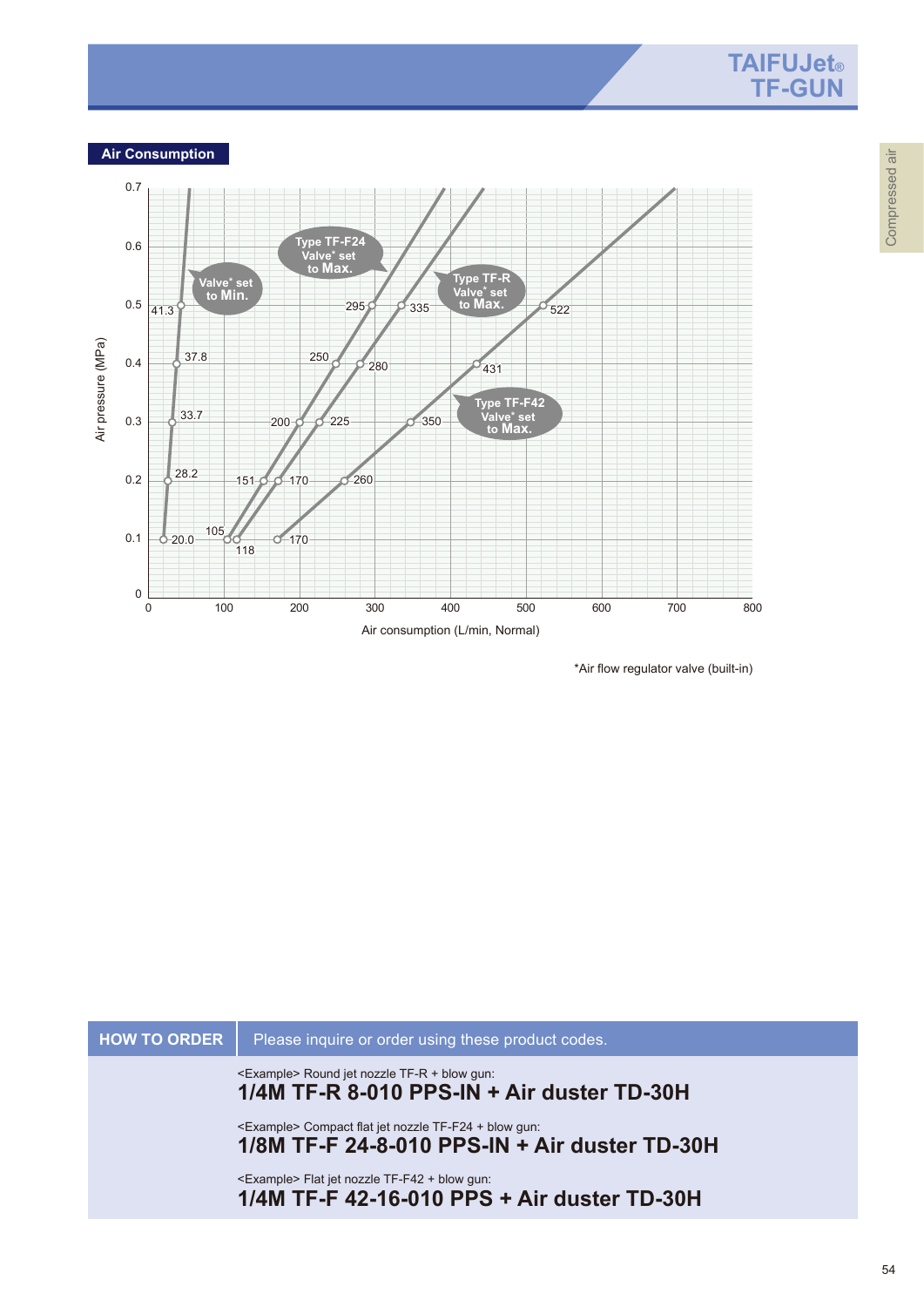## Air Consumption

Air pressure (MPa)

0.7
0.6
0.5
0.4
0.3
0.2
0.1
0

Air consumption (L/min, Normal)

0 100 200 300 400 500 600 700 800

Valve* set to Min.

41.3
37.8
33.7
28.2
20.0

Type TF-F24 Valve* set to Max.

295
250
200
151
105

Type TF-R Valve* set to Max.

335
280
225
170
118

Type TF-F42 Valve* set to Max.

522
431
350
260
170

*Air flow regulator valve (built-in)

## HOW TO ORDER

Please inquire or order using these product codes.

<Example> Round jet nozzle TF-R + blow gun:

**1/4M TF-R 8-010 PPS-IN + Air duster TD-30H**

<Example> Compact flat jet nozzle TF-F24 + blow gun:

**1/8M TF-F 24-8-010 PPS-IN + Air duster TD-30H**

<Example> Flat jet nozzle TF-F42 + blow gun:

**1/4M TF-F 42-16-010 PPS + Air duster TD-30H**